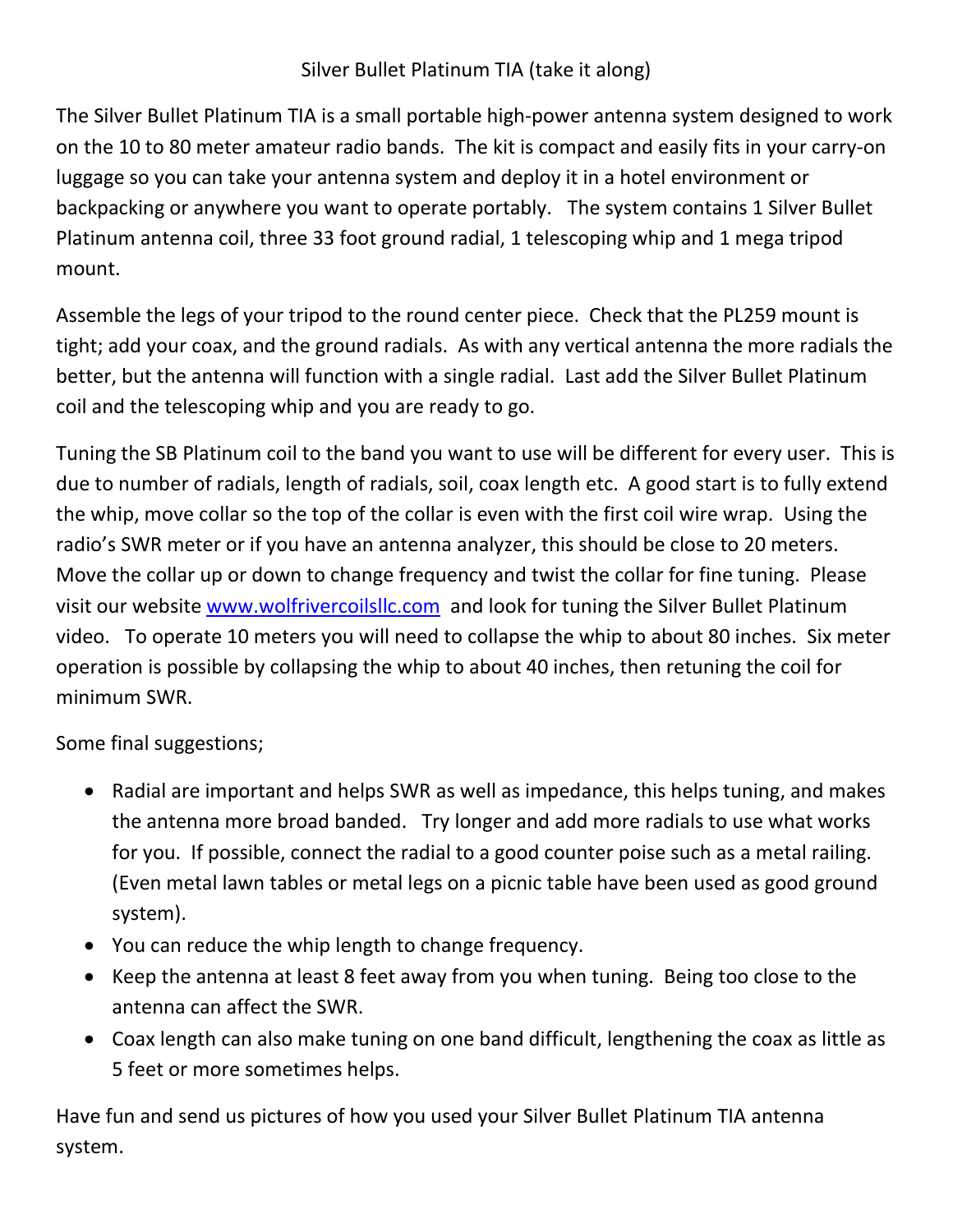# Silver Bullet Platinum TIA (take it along)

The Silver Bullet Platinum TIA is a small portable high-power antenna system designed to work on the 10 to 80 meter amateur radio bands. The kit is compact and easily fits in your carry-on luggage so you can take your antenna system and deploy it in a hotel environment or backpacking or anywhere you want to operate portably. The system contains 1 Silver Bullet Platinum antenna coil, three 33 foot ground radial, 1 telescoping whip and 1 mega tripod mount.

Assemble the legs of your tripod to the round center piece. Check that the PL259 mount is tight; add your coax, and the ground radials. As with any vertical antenna the more radials the better, but the antenna will function with a single radial. Last add the Silver Bullet Platinum coil and the telescoping whip and you are ready to go.

Tuning the SB Platinum coil to the band you want to use will be different for every user. This is due to number of radials, length of radials, soil, coax length etc. A good start is to fully extend the whip, move collar so the top of the collar is even with the first coil wire wrap. Using the radio's SWR meter or if you have an antenna analyzer, this should be close to 20 meters. Move the collar up or down to change frequency and twist the collar for fine tuning. Please visit our website [www.wolfrivercoilsllc.com](http://www.wolfrivercoilsllc.com) and look for tuning the Silver Bullet Platinum video. To operate 10 meters you will need to collapse the whip to about 80 inches. Six meter operation is possible by collapsing the whip to about 40 inches, then retuning the coil for minimum SWR.

Some final suggestions;

- Radial are important and helps SWR as well as impedance, this helps tuning, and makes the antenna more broad banded. Try longer and add more radials to use what works for you. If possible, connect the radial to a good counter poise such as a metal railing. (Even metal lawn tables or metal legs on a picnic table have been used as good ground system).
- You can reduce the whip length to change frequency.
- Keep the antenna at least 8 feet away from you when tuning. Being too close to the antenna can affect the SWR.
- Coax length can also make tuning on one band difficult, lengthening the coax as little as 5 feet or more sometimes helps.

Have fun and send us pictures of how you used your Silver Bullet Platinum TIA antenna system.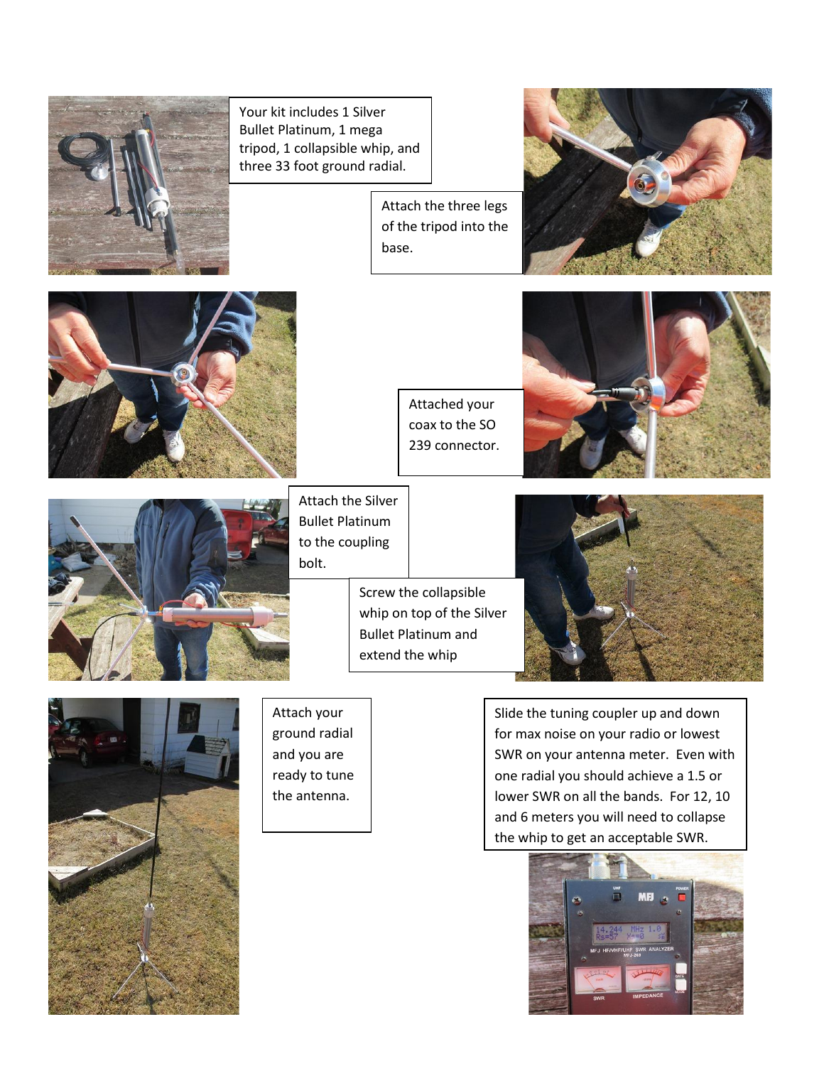Your kit includes 1 Silver Bullet Platinum, 1 mega tripod, 1 collapsible whip, and three 33 foot ground radial.

Attach the three legs of the tripod into the base.

Attached your coax to the SO 239 connector.

Attach the Silver Bullet Platinum to the coupling bolt.

Screw the collapsible whip on top of the Silver Bullet Platinum and extend the whip

Attach your ground radial and you are ready to tune the antenna.

Slide the tuning coupler up and down for max noise on your radio or lowest SWR on your antenna meter. Even with one radial you should achieve a 1.5 or lower SWR on all the bands. For 12, 10 and 6 meters you will need to collapse the whip to get an acceptable SWR.